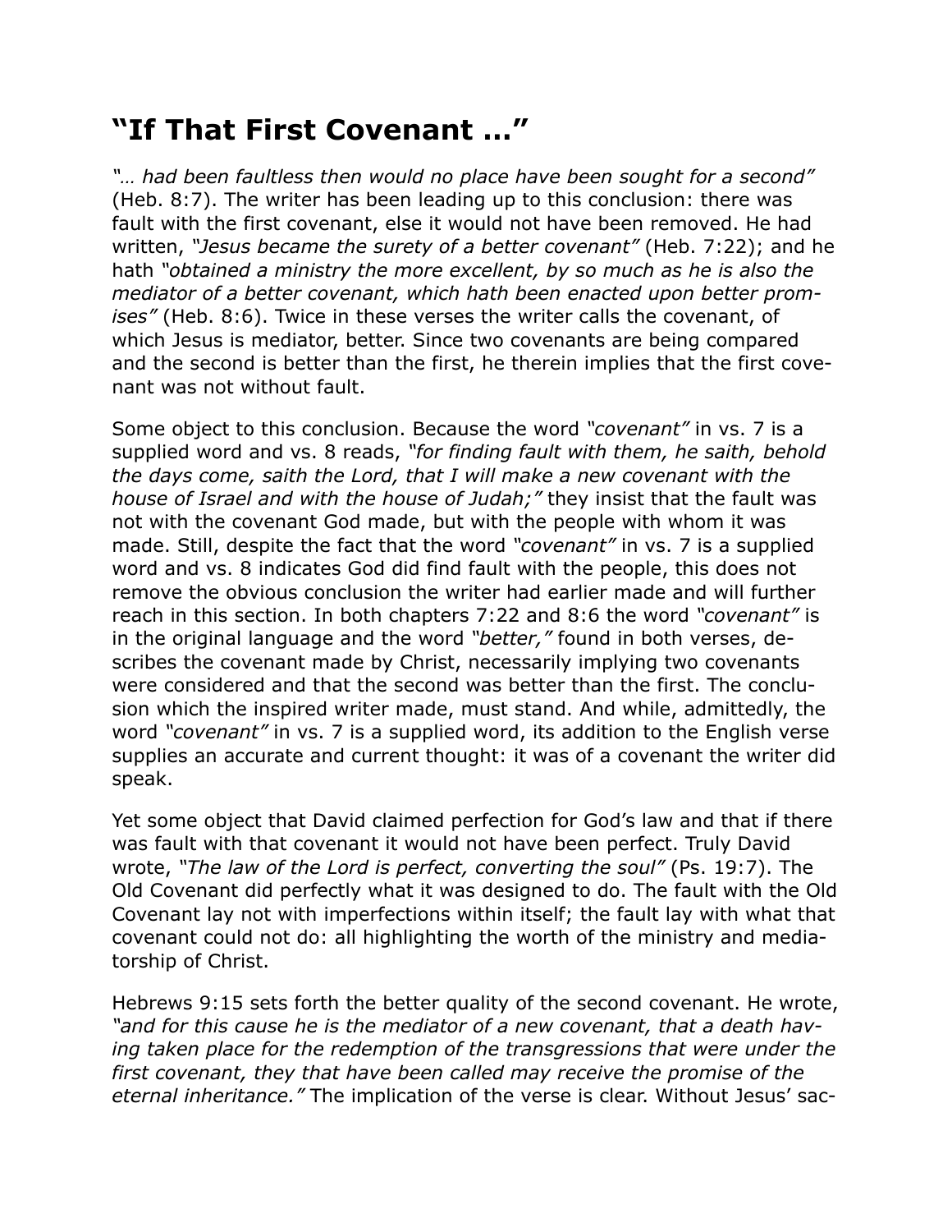# “If That First Covenant …”

*“… had been faultless then would no place have been sought for a second”* (Heb. 8:7). The writer has been leading up to this conclusion: there was fault with the first covenant, else it would not have been removed. He had written, *“Jesus became the surety of a better covenant”* (Heb. 7:22); and he hath *“obtained a ministry the more excellent, by so much as he is also the mediator of a better covenant, which hath been enacted upon better promises”* (Heb. 8:6). Twice in these verses the writer calls the covenant, of which Jesus is mediator, better. Since two covenants are being compared and the second is better than the first, he therein implies that the first covenant was not without fault.

Some object to this conclusion. Because the word *“covenant”* in vs. 7 is a supplied word and vs. 8 reads, *“for finding fault with them, he saith, behold the days come, saith the Lord, that I will make a new covenant with the house of Israel and with the house of Judah;”* they insist that the fault was not with the covenant God made, but with the people with whom it was made. Still, despite the fact that the word *“covenant”* in vs. 7 is a supplied word and vs. 8 indicates God did find fault with the people, this does not remove the obvious conclusion the writer had earlier made and will further reach in this section. In both chapters 7:22 and 8:6 the word *“covenant”* is in the original language and the word *“better,”* found in both verses, describes the covenant made by Christ, necessarily implying two covenants were considered and that the second was better than the first. The conclusion which the inspired writer made, must stand. And while, admittedly, the word *“covenant”* in vs. 7 is a supplied word, its addition to the English verse supplies an accurate and current thought: it was of a covenant the writer did speak.

Yet some object that David claimed perfection for God’s law and that if there was fault with that covenant it would not have been perfect. Truly David wrote, *“The law of the Lord is perfect, converting the soul”* (Ps. 19:7). The Old Covenant did perfectly what it was designed to do. The fault with the Old Covenant lay not with imperfections within itself; the fault lay with what that covenant could not do: all highlighting the worth of the ministry and mediatorship of Christ.

Hebrews 9:15 sets forth the better quality of the second covenant. He wrote, *“and for this cause he is the mediator of a new covenant, that a death having taken place for the redemption of the transgressions that were under the first covenant, they that have been called may receive the promise of the eternal inheritance.”* The implication of the verse is clear. Without Jesus’ sac-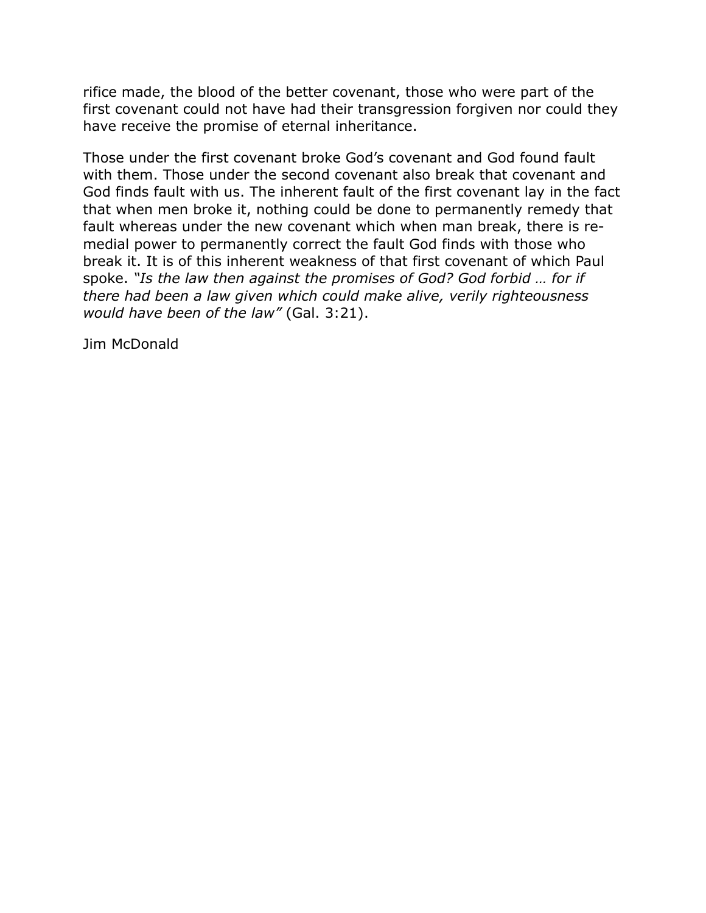rifice made, the blood of the better covenant, those who were part of the first covenant could not have had their transgression forgiven nor could they have receive the promise of eternal inheritance.

Those under the first covenant broke God's covenant and God found fault with them. Those under the second covenant also break that covenant and God finds fault with us. The inherent fault of the first covenant lay in the fact that when men broke it, nothing could be done to permanently remedy that fault whereas under the new covenant which when man break, there is remedial power to permanently correct the fault God finds with those who break it. It is of this inherent weakness of that first covenant of which Paul spoke. *"Is the law then against the promises of God? God forbid … for if there had been a law given which could make alive, verily righteousness would have been of the law"* (Gal. 3:21).

Jim McDonald